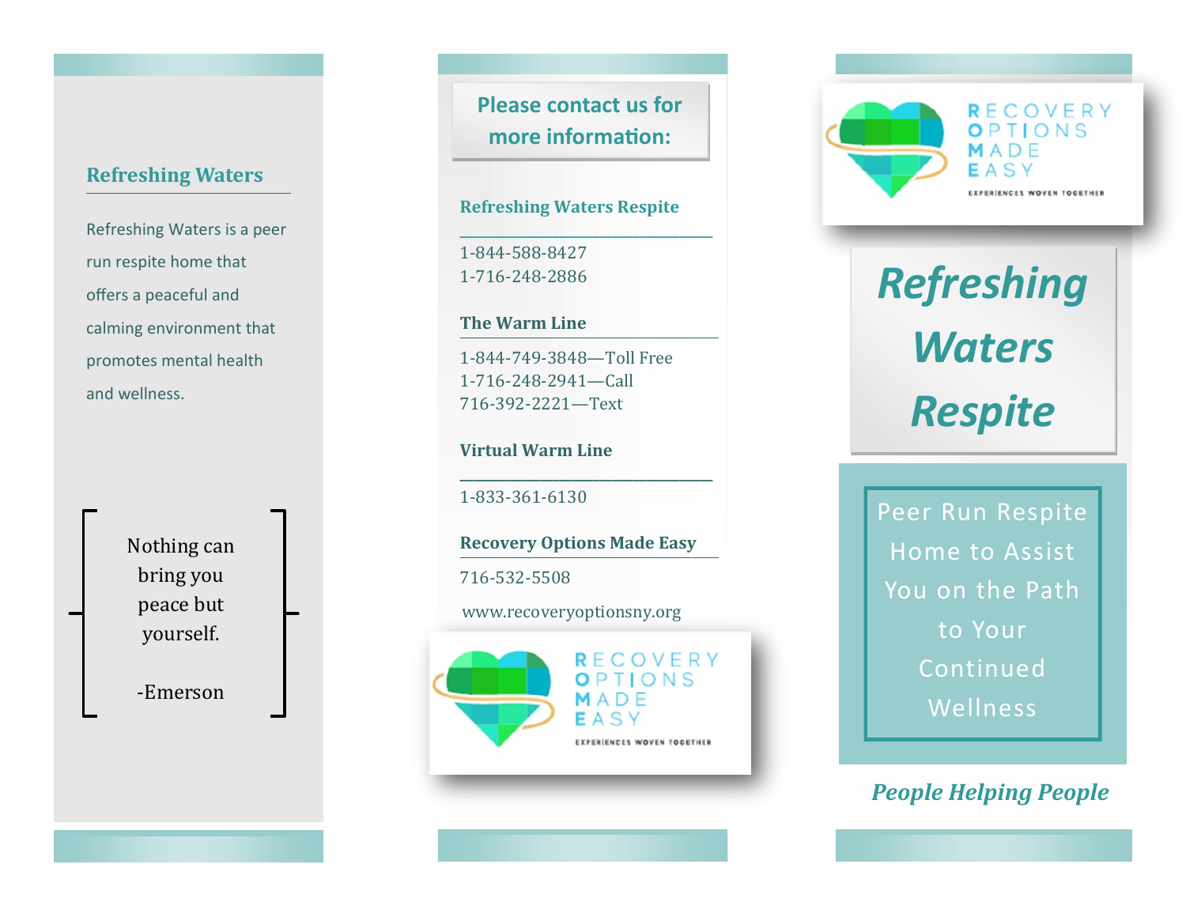## Refreshing Waters

Refreshing Waters is a peer run respite home that offers a peaceful and calming environment that promotes mental health and wellness.

Nothing can bring you peace but yourself.

-Emerson

**Please contact us for more information:**

### Refreshing Waters Respite

1-844-588-8427
1-716-248-2886

### The Warm Line

1-844-749-3848—Toll Free
1-716-248-2941—Call
716-392-2221—Text

### Virtual Warm Line

1-833-361-6130

### Recovery Options Made Easy

716-532-5508

www.recoveryoptionsny.org

RECOVERY OPTIONS MADE EASY

EXPERIENCES WOVEN TOGETHER

RECOVERY OPTIONS MADE EASY

EXPERIENCES WOVEN TOGETHER

# *Refreshing Waters Respite*

Peer Run Respite Home to Assist You on the Path to Your Continued Wellness

***People Helping People***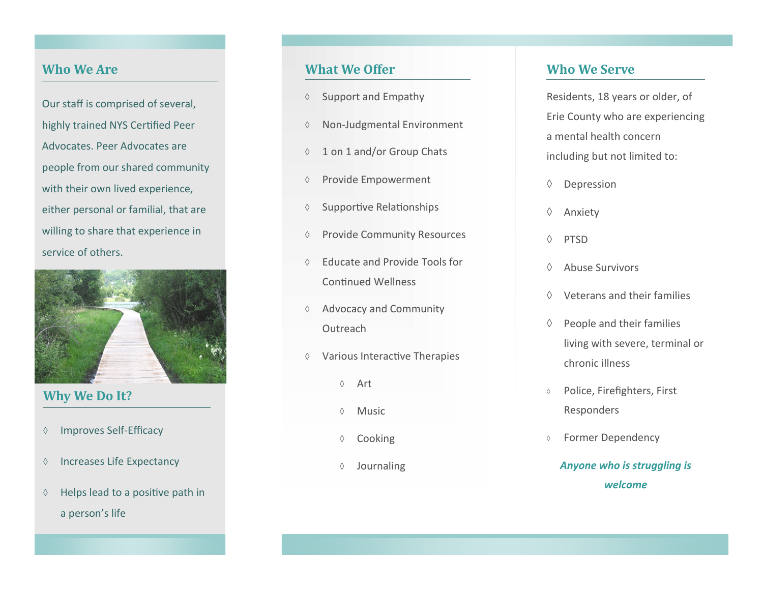## Who We Are

Our staff is comprised of several, highly trained NYS Certified Peer Advocates. Peer Advocates are people from our shared community with their own lived experience, either personal or familial, that are willing to share that experience in service of others.

## Why We Do It?

- Improves Self-Efficacy
- Increases Life Expectancy
- Helps lead to a positive path in a person's life

## What We Offer

- Support and Empathy
- Non-Judgmental Environment
- 1 on 1 and/or Group Chats
- Provide Empowerment
- Supportive Relationships
- Provide Community Resources
- Educate and Provide Tools for Continued Wellness
- Advocacy and Community Outreach
- Various Interactive Therapies
  - Art
  - Music
  - Cooking
  - Journaling

## Who We Serve

Residents, 18 years or older, of Erie County who are experiencing a mental health concern including but not limited to:

- Depression
- Anxiety
- PTSD
- Abuse Survivors
- Veterans and their families
- People and their families living with severe, terminal or chronic illness
- Police, Firefighters, First Responders
- Former Dependency

***Anyone who is struggling is welcome***